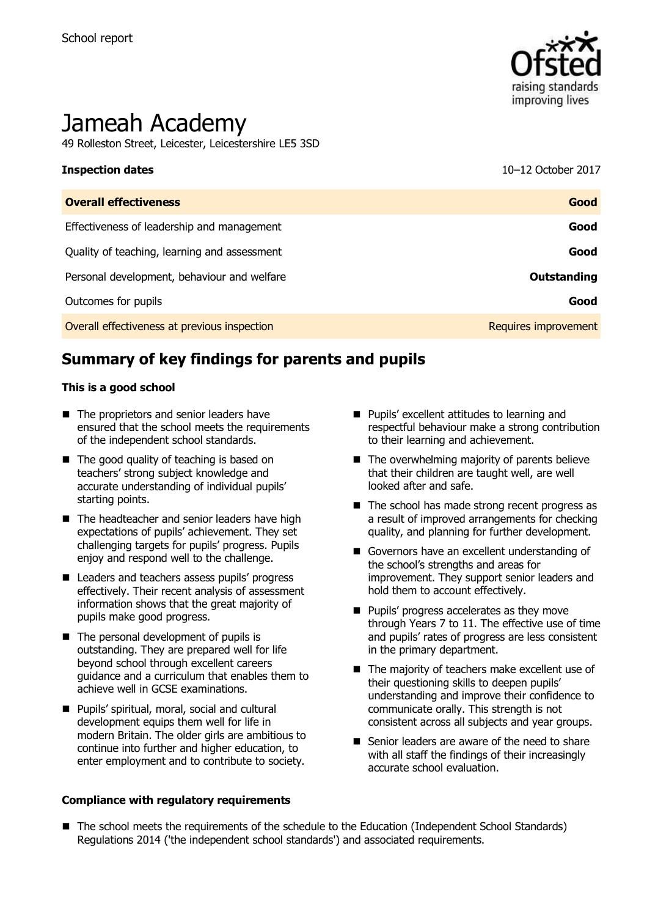School report

# Jameah Academy

49 Rolleston Street, Leicester, Leicestershire LE5 3SD

| **Inspection dates** | 10–12 October 2017 |
| --- | --- |
| **Overall effectiveness** | **Good** |
| Effectiveness of leadership and management | **Good** |
| Quality of teaching, learning and assessment | **Good** |
| Personal development, behaviour and welfare | **Outstanding** |
| Outcomes for pupils | **Good** |
| Overall effectiveness at previous inspection | Requires improvement |

## Summary of key findings for parents and pupils

**This is a good school**

- The proprietors and senior leaders have ensured that the school meets the requirements of the independent school standards.
- The good quality of teaching is based on teachers' strong subject knowledge and accurate understanding of individual pupils' starting points.
- The headteacher and senior leaders have high expectations of pupils' achievement. They set challenging targets for pupils' progress. Pupils enjoy and respond well to the challenge.
- Leaders and teachers assess pupils' progress effectively. Their recent analysis of assessment information shows that the great majority of pupils make good progress.
- The personal development of pupils is outstanding. They are prepared well for life beyond school through excellent careers guidance and a curriculum that enables them to achieve well in GCSE examinations.
- Pupils' spiritual, moral, social and cultural development equips them well for life in modern Britain. The older girls are ambitious to continue into further and higher education, to enter employment and to contribute to society.
- Pupils' excellent attitudes to learning and respectful behaviour make a strong contribution to their learning and achievement.
- The overwhelming majority of parents believe that their children are taught well, are well looked after and safe.
- The school has made strong recent progress as a result of improved arrangements for checking quality, and planning for further development.
- Governors have an excellent understanding of the school's strengths and areas for improvement. They support senior leaders and hold them to account effectively.
- Pupils' progress accelerates as they move through Years 7 to 11. The effective use of time and pupils' rates of progress are less consistent in the primary department.
- The majority of teachers make excellent use of their questioning skills to deepen pupils' understanding and improve their confidence to communicate orally. This strength is not consistent across all subjects and year groups.
- Senior leaders are aware of the need to share with all staff the findings of their increasingly accurate school evaluation.

**Compliance with regulatory requirements**

- The school meets the requirements of the schedule to the Education (Independent School Standards) Regulations 2014 ('the independent school standards') and associated requirements.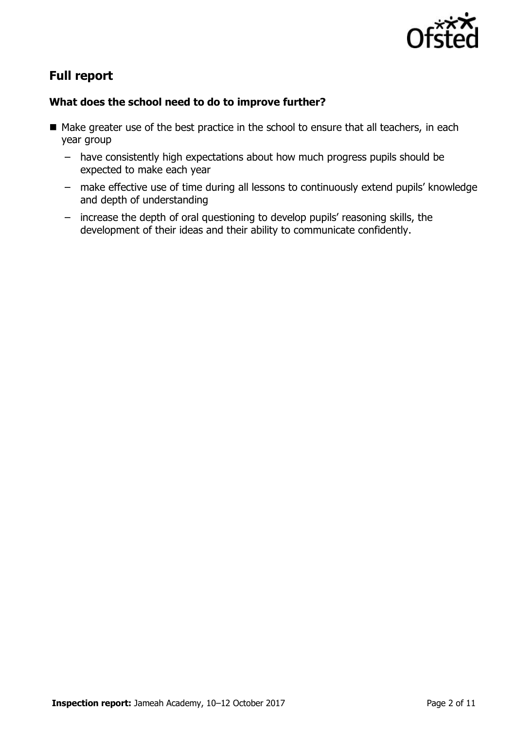## Full report

### What does the school need to do to improve further?

- Make greater use of the best practice in the school to ensure that all teachers, in each year group
  - have consistently high expectations about how much progress pupils should be expected to make each year
  - make effective use of time during all lessons to continuously extend pupils' knowledge and depth of understanding
  - increase the depth of oral questioning to develop pupils' reasoning skills, the development of their ideas and their ability to communicate confidently.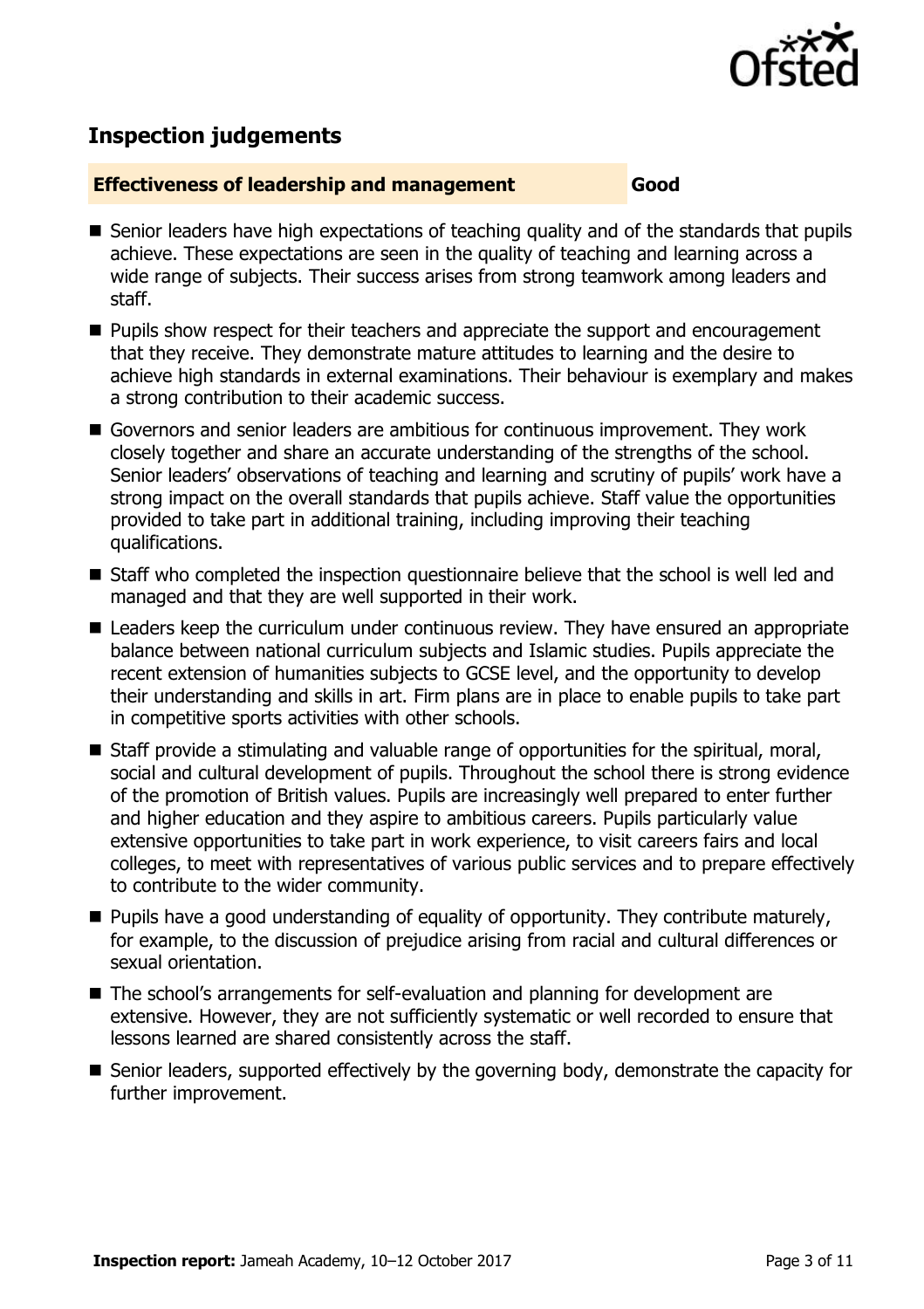## Inspection judgements

| **Effectiveness of leadership and management** | **Good** |
|---|---|

- Senior leaders have high expectations of teaching quality and of the standards that pupils achieve. These expectations are seen in the quality of teaching and learning across a wide range of subjects. Their success arises from strong teamwork among leaders and staff.
- Pupils show respect for their teachers and appreciate the support and encouragement that they receive. They demonstrate mature attitudes to learning and the desire to achieve high standards in external examinations. Their behaviour is exemplary and makes a strong contribution to their academic success.
- Governors and senior leaders are ambitious for continuous improvement. They work closely together and share an accurate understanding of the strengths of the school. Senior leaders' observations of teaching and learning and scrutiny of pupils' work have a strong impact on the overall standards that pupils achieve. Staff value the opportunities provided to take part in additional training, including improving their teaching qualifications.
- Staff who completed the inspection questionnaire believe that the school is well led and managed and that they are well supported in their work.
- Leaders keep the curriculum under continuous review. They have ensured an appropriate balance between national curriculum subjects and Islamic studies. Pupils appreciate the recent extension of humanities subjects to GCSE level, and the opportunity to develop their understanding and skills in art. Firm plans are in place to enable pupils to take part in competitive sports activities with other schools.
- Staff provide a stimulating and valuable range of opportunities for the spiritual, moral, social and cultural development of pupils. Throughout the school there is strong evidence of the promotion of British values. Pupils are increasingly well prepared to enter further and higher education and they aspire to ambitious careers. Pupils particularly value extensive opportunities to take part in work experience, to visit careers fairs and local colleges, to meet with representatives of various public services and to prepare effectively to contribute to the wider community.
- Pupils have a good understanding of equality of opportunity. They contribute maturely, for example, to the discussion of prejudice arising from racial and cultural differences or sexual orientation.
- The school's arrangements for self-evaluation and planning for development are extensive. However, they are not sufficiently systematic or well recorded to ensure that lessons learned are shared consistently across the staff.
- Senior leaders, supported effectively by the governing body, demonstrate the capacity for further improvement.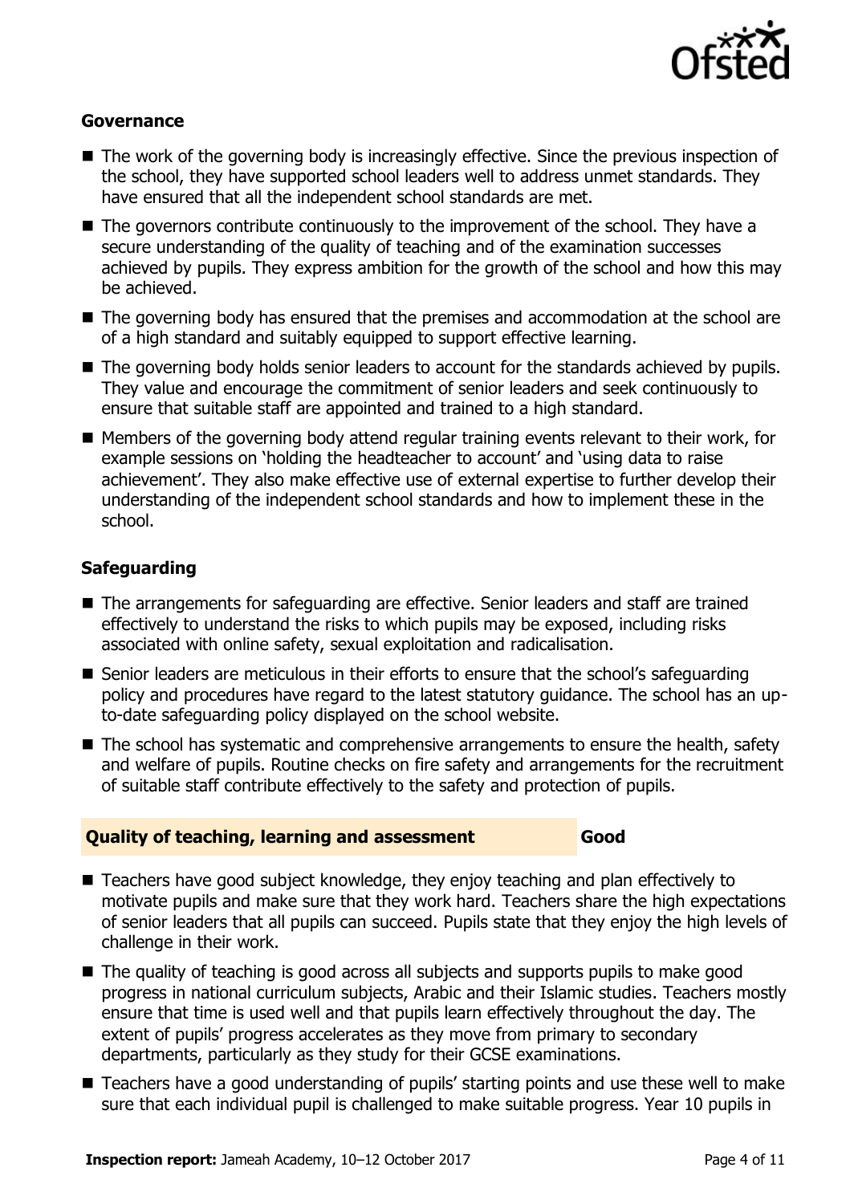### Governance

- The work of the governing body is increasingly effective. Since the previous inspection of the school, they have supported school leaders well to address unmet standards. They have ensured that all the independent school standards are met.
- The governors contribute continuously to the improvement of the school. They have a secure understanding of the quality of teaching and of the examination successes achieved by pupils. They express ambition for the growth of the school and how this may be achieved.
- The governing body has ensured that the premises and accommodation at the school are of a high standard and suitably equipped to support effective learning.
- The governing body holds senior leaders to account for the standards achieved by pupils. They value and encourage the commitment of senior leaders and seek continuously to ensure that suitable staff are appointed and trained to a high standard.
- Members of the governing body attend regular training events relevant to their work, for example sessions on 'holding the headteacher to account' and 'using data to raise achievement'. They also make effective use of external expertise to further develop their understanding of the independent school standards and how to implement these in the school.

### Safeguarding

- The arrangements for safeguarding are effective. Senior leaders and staff are trained effectively to understand the risks to which pupils may be exposed, including risks associated with online safety, sexual exploitation and radicalisation.
- Senior leaders are meticulous in their efforts to ensure that the school's safeguarding policy and procedures have regard to the latest statutory guidance. The school has an up-to-date safeguarding policy displayed on the school website.
- The school has systematic and comprehensive arrangements to ensure the health, safety and welfare of pupils. Routine checks on fire safety and arrangements for the recruitment of suitable staff contribute effectively to the safety and protection of pupils.

## Quality of teaching, learning and assessment — Good

- Teachers have good subject knowledge, they enjoy teaching and plan effectively to motivate pupils and make sure that they work hard. Teachers share the high expectations of senior leaders that all pupils can succeed. Pupils state that they enjoy the high levels of challenge in their work.
- The quality of teaching is good across all subjects and supports pupils to make good progress in national curriculum subjects, Arabic and their Islamic studies. Teachers mostly ensure that time is used well and that pupils learn effectively throughout the day. The extent of pupils' progress accelerates as they move from primary to secondary departments, particularly as they study for their GCSE examinations.
- Teachers have a good understanding of pupils' starting points and use these well to make sure that each individual pupil is challenged to make suitable progress. Year 10 pupils in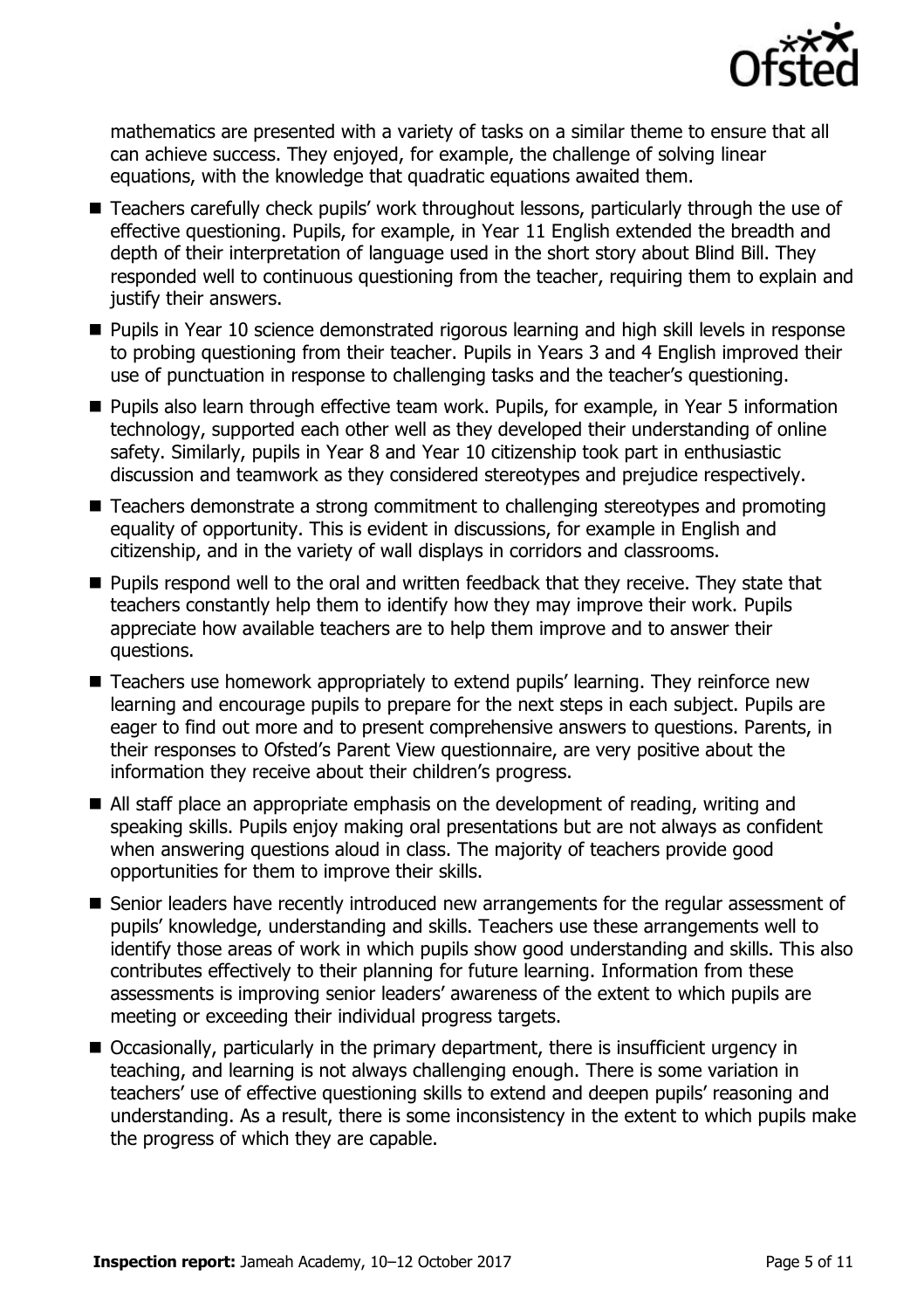mathematics are presented with a variety of tasks on a similar theme to ensure that all can achieve success. They enjoyed, for example, the challenge of solving linear equations, with the knowledge that quadratic equations awaited them.

- Teachers carefully check pupils' work throughout lessons, particularly through the use of effective questioning. Pupils, for example, in Year 11 English extended the breadth and depth of their interpretation of language used in the short story about Blind Bill. They responded well to continuous questioning from the teacher, requiring them to explain and justify their answers.
- Pupils in Year 10 science demonstrated rigorous learning and high skill levels in response to probing questioning from their teacher. Pupils in Years 3 and 4 English improved their use of punctuation in response to challenging tasks and the teacher's questioning.
- Pupils also learn through effective team work. Pupils, for example, in Year 5 information technology, supported each other well as they developed their understanding of online safety. Similarly, pupils in Year 8 and Year 10 citizenship took part in enthusiastic discussion and teamwork as they considered stereotypes and prejudice respectively.
- Teachers demonstrate a strong commitment to challenging stereotypes and promoting equality of opportunity. This is evident in discussions, for example in English and citizenship, and in the variety of wall displays in corridors and classrooms.
- Pupils respond well to the oral and written feedback that they receive. They state that teachers constantly help them to identify how they may improve their work. Pupils appreciate how available teachers are to help them improve and to answer their questions.
- Teachers use homework appropriately to extend pupils' learning. They reinforce new learning and encourage pupils to prepare for the next steps in each subject. Pupils are eager to find out more and to present comprehensive answers to questions. Parents, in their responses to Ofsted's Parent View questionnaire, are very positive about the information they receive about their children's progress.
- All staff place an appropriate emphasis on the development of reading, writing and speaking skills. Pupils enjoy making oral presentations but are not always as confident when answering questions aloud in class. The majority of teachers provide good opportunities for them to improve their skills.
- Senior leaders have recently introduced new arrangements for the regular assessment of pupils' knowledge, understanding and skills. Teachers use these arrangements well to identify those areas of work in which pupils show good understanding and skills. This also contributes effectively to their planning for future learning. Information from these assessments is improving senior leaders' awareness of the extent to which pupils are meeting or exceeding their individual progress targets.
- Occasionally, particularly in the primary department, there is insufficient urgency in teaching, and learning is not always challenging enough. There is some variation in teachers' use of effective questioning skills to extend and deepen pupils' reasoning and understanding. As a result, there is some inconsistency in the extent to which pupils make the progress of which they are capable.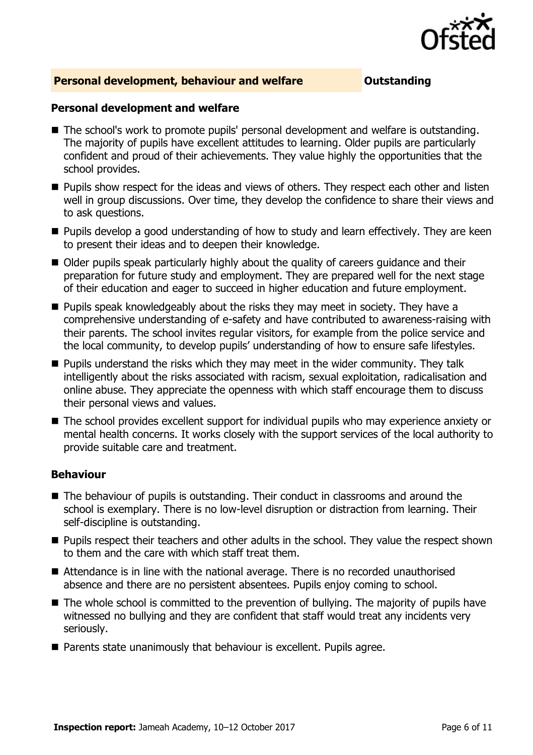## Personal development, behaviour and welfare — Outstanding

### Personal development and welfare

- The school's work to promote pupils' personal development and welfare is outstanding. The majority of pupils have excellent attitudes to learning. Older pupils are particularly confident and proud of their achievements. They value highly the opportunities that the school provides.
- Pupils show respect for the ideas and views of others. They respect each other and listen well in group discussions. Over time, they develop the confidence to share their views and to ask questions.
- Pupils develop a good understanding of how to study and learn effectively. They are keen to present their ideas and to deepen their knowledge.
- Older pupils speak particularly highly about the quality of careers guidance and their preparation for future study and employment. They are prepared well for the next stage of their education and eager to succeed in higher education and future employment.
- Pupils speak knowledgeably about the risks they may meet in society. They have a comprehensive understanding of e-safety and have contributed to awareness-raising with their parents. The school invites regular visitors, for example from the police service and the local community, to develop pupils' understanding of how to ensure safe lifestyles.
- Pupils understand the risks which they may meet in the wider community. They talk intelligently about the risks associated with racism, sexual exploitation, radicalisation and online abuse. They appreciate the openness with which staff encourage them to discuss their personal views and values.
- The school provides excellent support for individual pupils who may experience anxiety or mental health concerns. It works closely with the support services of the local authority to provide suitable care and treatment.

### Behaviour

- The behaviour of pupils is outstanding. Their conduct in classrooms and around the school is exemplary. There is no low-level disruption or distraction from learning. Their self-discipline is outstanding.
- Pupils respect their teachers and other adults in the school. They value the respect shown to them and the care with which staff treat them.
- Attendance is in line with the national average. There is no recorded unauthorised absence and there are no persistent absentees. Pupils enjoy coming to school.
- The whole school is committed to the prevention of bullying. The majority of pupils have witnessed no bullying and they are confident that staff would treat any incidents very seriously.
- Parents state unanimously that behaviour is excellent. Pupils agree.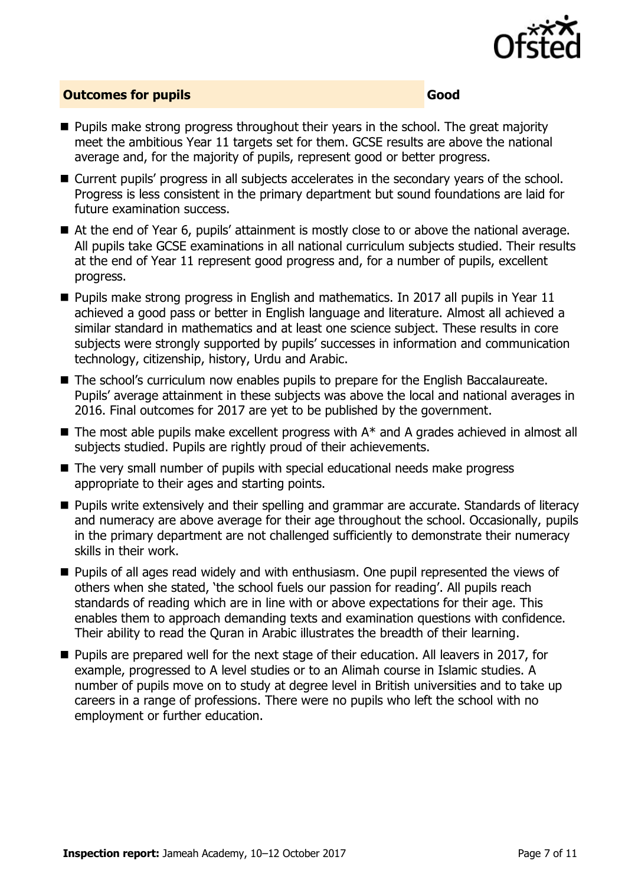## Outcomes for pupils — Good

- Pupils make strong progress throughout their years in the school. The great majority meet the ambitious Year 11 targets set for them. GCSE results are above the national average and, for the majority of pupils, represent good or better progress.
- Current pupils' progress in all subjects accelerates in the secondary years of the school. Progress is less consistent in the primary department but sound foundations are laid for future examination success.
- At the end of Year 6, pupils' attainment is mostly close to or above the national average. All pupils take GCSE examinations in all national curriculum subjects studied. Their results at the end of Year 11 represent good progress and, for a number of pupils, excellent progress.
- Pupils make strong progress in English and mathematics. In 2017 all pupils in Year 11 achieved a good pass or better in English language and literature. Almost all achieved a similar standard in mathematics and at least one science subject. These results in core subjects were strongly supported by pupils' successes in information and communication technology, citizenship, history, Urdu and Arabic.
- The school's curriculum now enables pupils to prepare for the English Baccalaureate. Pupils' average attainment in these subjects was above the local and national averages in 2016. Final outcomes for 2017 are yet to be published by the government.
- The most able pupils make excellent progress with A* and A grades achieved in almost all subjects studied. Pupils are rightly proud of their achievements.
- The very small number of pupils with special educational needs make progress appropriate to their ages and starting points.
- Pupils write extensively and their spelling and grammar are accurate. Standards of literacy and numeracy are above average for their age throughout the school. Occasionally, pupils in the primary department are not challenged sufficiently to demonstrate their numeracy skills in their work.
- Pupils of all ages read widely and with enthusiasm. One pupil represented the views of others when she stated, 'the school fuels our passion for reading'. All pupils reach standards of reading which are in line with or above expectations for their age. This enables them to approach demanding texts and examination questions with confidence. Their ability to read the Quran in Arabic illustrates the breadth of their learning.
- Pupils are prepared well for the next stage of their education. All leavers in 2017, for example, progressed to A level studies or to an Alimah course in Islamic studies. A number of pupils move on to study at degree level in British universities and to take up careers in a range of professions. There were no pupils who left the school with no employment or further education.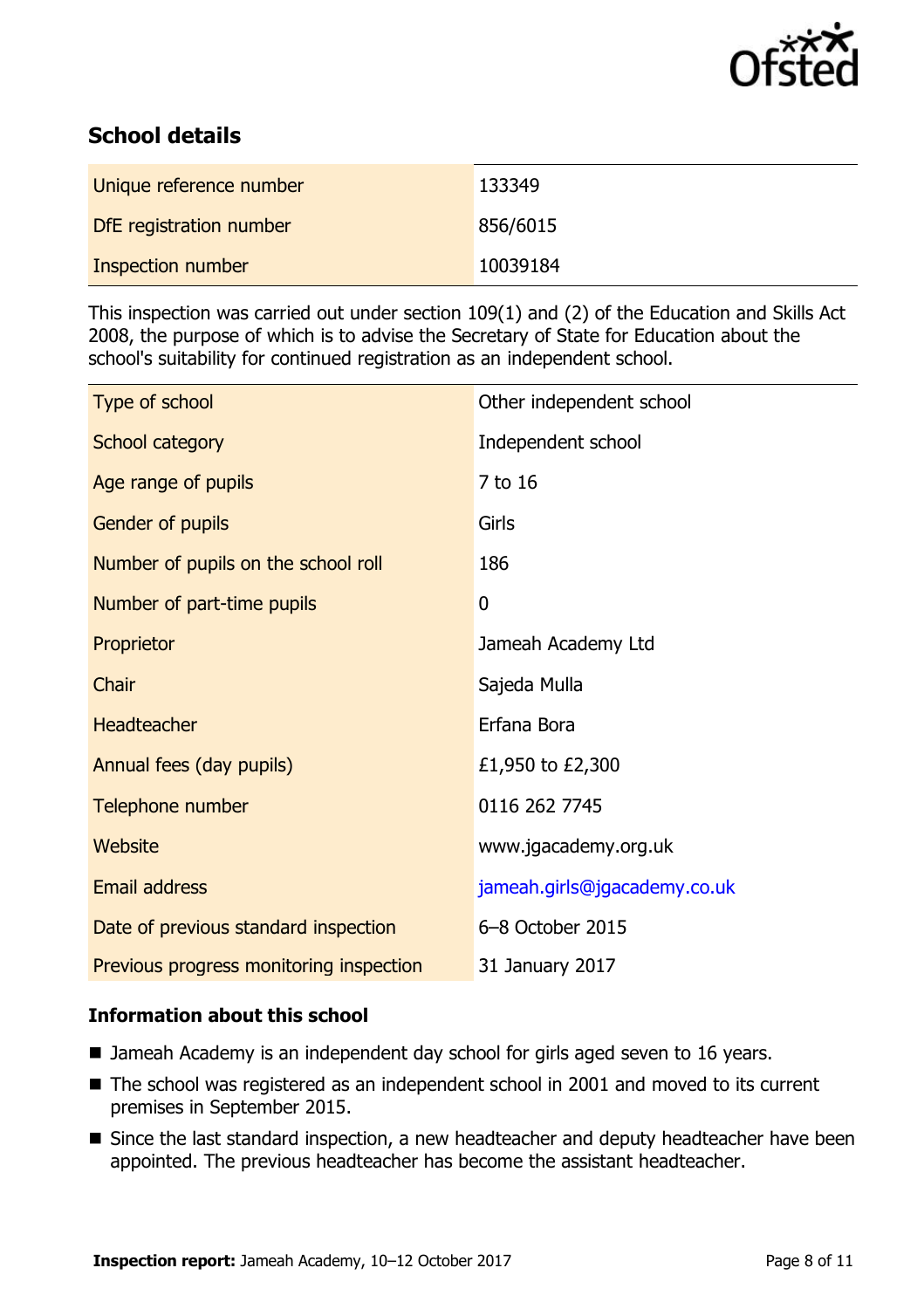## School details

| Unique reference number | 133349 |
| --- | --- |
| DfE registration number | 856/6015 |
| Inspection number | 10039184 |

This inspection was carried out under section 109(1) and (2) of the Education and Skills Act 2008, the purpose of which is to advise the Secretary of State for Education about the school's suitability for continued registration as an independent school.

| Type of school | Other independent school |
| --- | --- |
| School category | Independent school |
| Age range of pupils | 7 to 16 |
| Gender of pupils | Girls |
| Number of pupils on the school roll | 186 |
| Number of part-time pupils | 0 |
| Proprietor | Jameah Academy Ltd |
| Chair | Sajeda Mulla |
| Headteacher | Erfana Bora |
| Annual fees (day pupils) | £1,950 to £2,300 |
| Telephone number | 0116 262 7745 |
| Website | www.jgacademy.org.uk |
| Email address | jameah.girls@jgacademy.co.uk |
| Date of previous standard inspection | 6–8 October 2015 |
| Previous progress monitoring inspection | 31 January 2017 |

### Information about this school

- Jameah Academy is an independent day school for girls aged seven to 16 years.
- The school was registered as an independent school in 2001 and moved to its current premises in September 2015.
- Since the last standard inspection, a new headteacher and deputy headteacher have been appointed. The previous headteacher has become the assistant headteacher.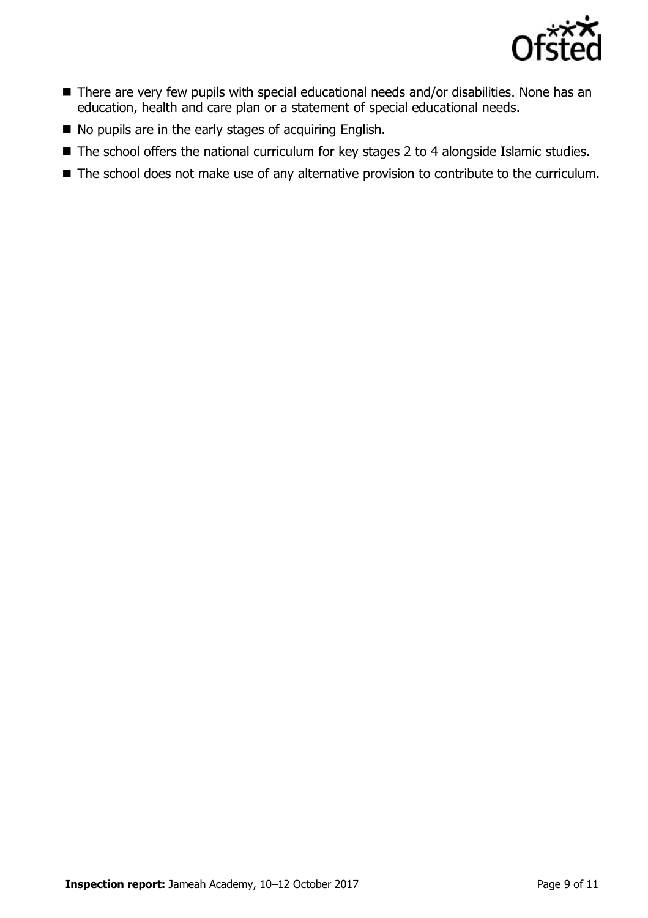- There are very few pupils with special educational needs and/or disabilities. None has an education, health and care plan or a statement of special educational needs.
- No pupils are in the early stages of acquiring English.
- The school offers the national curriculum for key stages 2 to 4 alongside Islamic studies.
- The school does not make use of any alternative provision to contribute to the curriculum.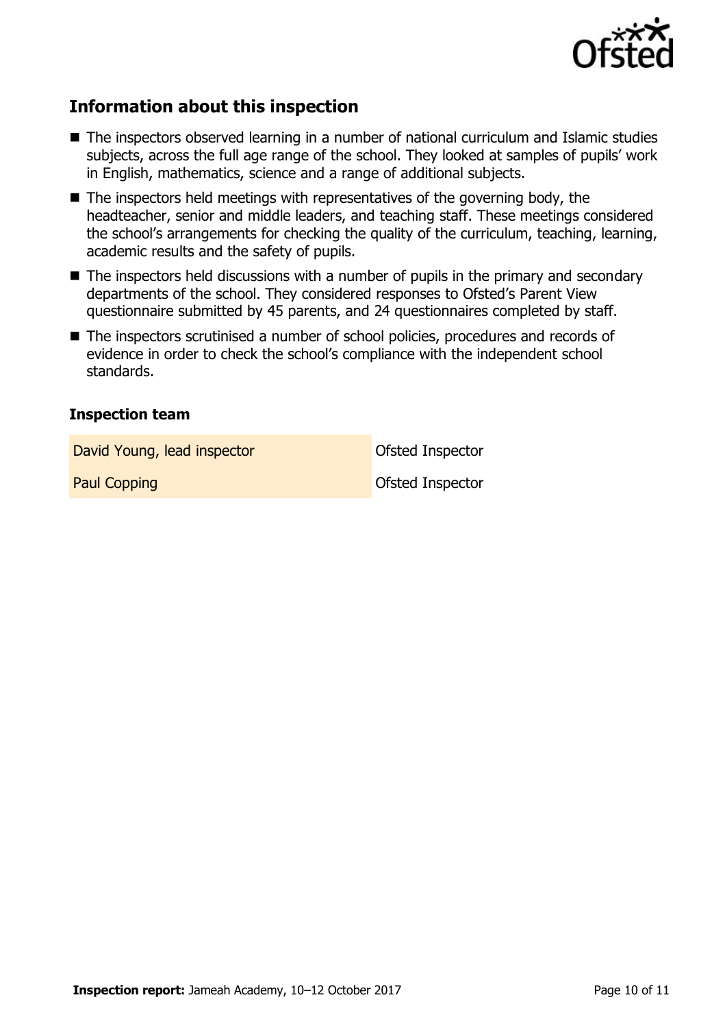## Information about this inspection

- The inspectors observed learning in a number of national curriculum and Islamic studies subjects, across the full age range of the school. They looked at samples of pupils' work in English, mathematics, science and a range of additional subjects.
- The inspectors held meetings with representatives of the governing body, the headteacher, senior and middle leaders, and teaching staff. These meetings considered the school's arrangements for checking the quality of the curriculum, teaching, learning, academic results and the safety of pupils.
- The inspectors held discussions with a number of pupils in the primary and secondary departments of the school. They considered responses to Ofsted's Parent View questionnaire submitted by 45 parents, and 24 questionnaires completed by staff.
- The inspectors scrutinised a number of school policies, procedures and records of evidence in order to check the school's compliance with the independent school standards.

### Inspection team

| | |
|---|---|
| David Young, lead inspector | Ofsted Inspector |
| Paul Copping | Ofsted Inspector |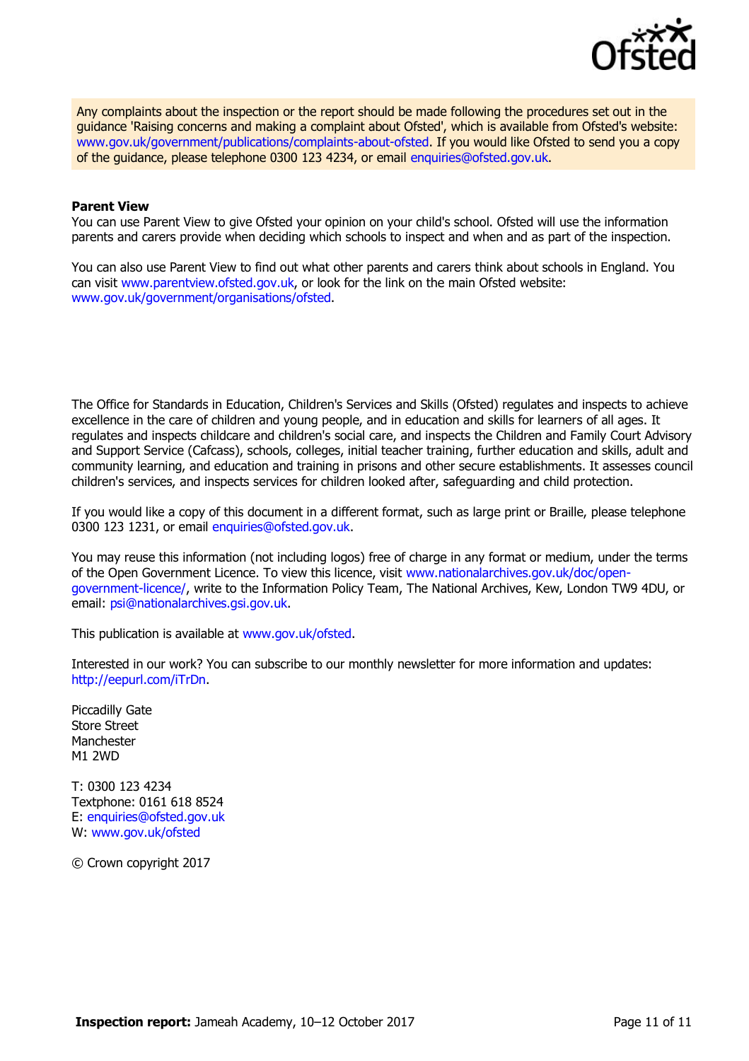Any complaints about the inspection or the report should be made following the procedures set out in the guidance 'Raising concerns and making a complaint about Ofsted', which is available from Ofsted's website: www.gov.uk/government/publications/complaints-about-ofsted. If you would like Ofsted to send you a copy of the guidance, please telephone 0300 123 4234, or email enquiries@ofsted.gov.uk.

**Parent View**

You can use Parent View to give Ofsted your opinion on your child's school. Ofsted will use the information parents and carers provide when deciding which schools to inspect and when and as part of the inspection.

You can also use Parent View to find out what other parents and carers think about schools in England. You can visit www.parentview.ofsted.gov.uk, or look for the link on the main Ofsted website: www.gov.uk/government/organisations/ofsted.

The Office for Standards in Education, Children's Services and Skills (Ofsted) regulates and inspects to achieve excellence in the care of children and young people, and in education and skills for learners of all ages. It regulates and inspects childcare and children's social care, and inspects the Children and Family Court Advisory and Support Service (Cafcass), schools, colleges, initial teacher training, further education and skills, adult and community learning, and education and training in prisons and other secure establishments. It assesses council children's services, and inspects services for children looked after, safeguarding and child protection.

If you would like a copy of this document in a different format, such as large print or Braille, please telephone 0300 123 1231, or email enquiries@ofsted.gov.uk.

You may reuse this information (not including logos) free of charge in any format or medium, under the terms of the Open Government Licence. To view this licence, visit www.nationalarchives.gov.uk/doc/open-government-licence/, write to the Information Policy Team, The National Archives, Kew, London TW9 4DU, or email: psi@nationalarchives.gsi.gov.uk.

This publication is available at www.gov.uk/ofsted.

Interested in our work? You can subscribe to our monthly newsletter for more information and updates: http://eepurl.com/iTrDn.

Piccadilly Gate  
Store Street  
Manchester  
M1 2WD

T: 0300 123 4234  
Textphone: 0161 618 8524  
E: enquiries@ofsted.gov.uk  
W: www.gov.uk/ofsted

© Crown copyright 2017